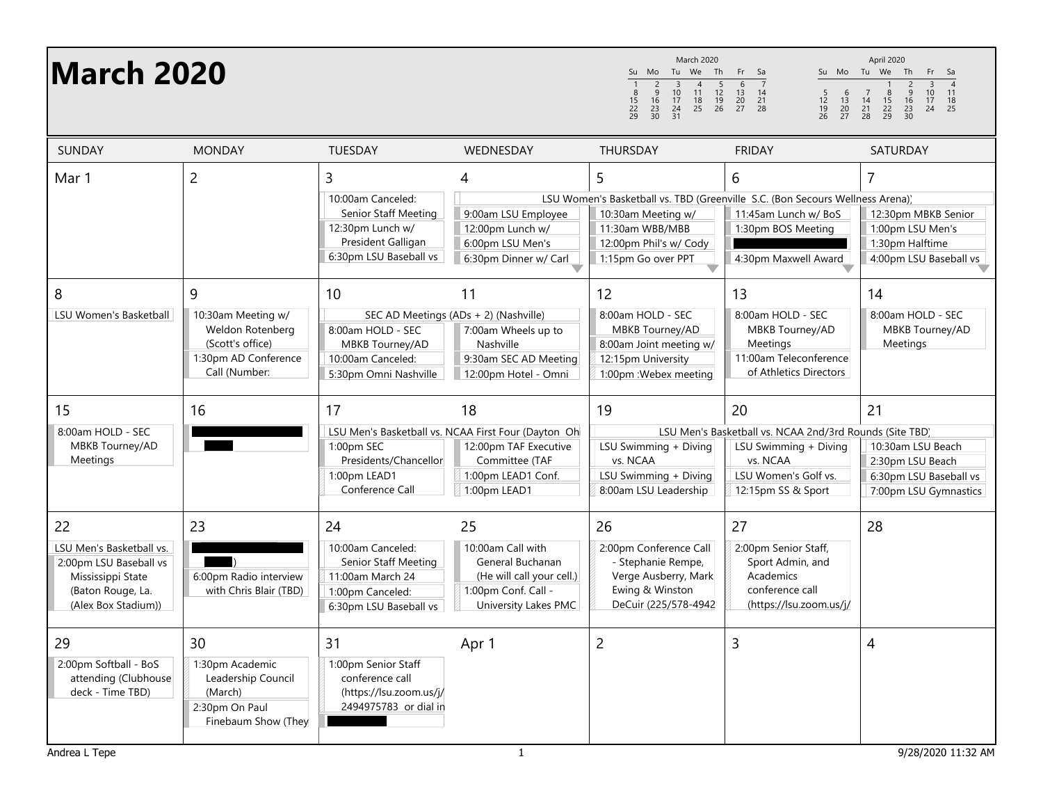# March 2020

| SUNDAY | MONDAY | TUESDAY | WEDNESDAY | THURSDAY | FRIDAY | SATURDAY |
|---|---|---|---|---|---|---|
| Mar 1 | 2 | 3<br>10:00am Canceled: Senior Staff Meeting<br>12:30pm Lunch w/ President Galligan<br>6:30pm LSU Baseball vs | 4<br>LSU Women's Basketball vs. TBD (Greenville S.C. (Bon Secours Wellness Arena))<br>9:00am LSU Employee<br>12:00pm Lunch w/<br>6:00pm LSU Men's<br>6:30pm Dinner w/ Carl | 5<br>10:30am Meeting w/<br>11:30am WBB/MBB<br>12:00pm Phil's w/ Cody<br>1:15pm Go over PPT | 6<br>11:45am Lunch w/ BoS<br>1:30pm BOS Meeting<br>[redacted]<br>4:30pm Maxwell Award | 7<br>12:30pm MBKB Senior<br>1:00pm LSU Men's<br>1:30pm Halftime<br>4:00pm LSU Baseball vs |
| 8<br>LSU Women's Basketball | 9<br>10:30am Meeting w/ Weldon Rotenberg (Scott's office)<br>1:30pm AD Conference Call (Number: | 10<br>SEC AD Meetings (ADs + 2) (Nashville)<br>8:00am HOLD - SEC MBKB Tourney/AD<br>10:00am Canceled:<br>5:30pm Omni Nashville | 11<br>7:00am Wheels up to Nashville<br>9:30am SEC AD Meeting<br>12:00pm Hotel - Omni | 12<br>8:00am HOLD - SEC MBKB Tourney/AD<br>8:00am Joint meeting w/<br>12:15pm University<br>1:00pm :Webex meeting | 13<br>8:00am HOLD - SEC MBKB Tourney/AD Meetings<br>11:00am Teleconference of Athletics Directors | 14<br>8:00am HOLD - SEC MBKB Tourney/AD Meetings |
| 15<br>8:00am HOLD - SEC MBKB Tourney/AD Meetings | 16<br>[redacted] | 17<br>LSU Men's Basketball vs. NCAA First Four (Dayton Oh<br>1:00pm SEC Presidents/Chancellor<br>1:00pm LEAD1 Conference Call | 18<br>12:00pm TAF Executive Committee (TAF<br>1:00pm LEAD1 Conf.<br>1:00pm LEAD1 | 19<br>LSU Men's Basketball vs. NCAA 2nd/3rd Rounds (Site TBD)<br>LSU Swimming + Diving vs. NCAA<br>LSU Swimming + Diving<br>8:00am LSU Leadership | 20<br>LSU Swimming + Diving vs. NCAA<br>LSU Women's Golf vs.<br>12:15pm SS & Sport | 21<br>10:30am LSU Beach<br>2:30pm LSU Beach<br>6:30pm LSU Baseball vs<br>7:00pm LSU Gymnastics |
| 22<br>LSU Men's Basketball vs.<br>2:00pm LSU Baseball vs Mississippi State (Baton Rouge, La. (Alex Box Stadium)) | 23<br>[redacted])<br>6:00pm Radio interview with Chris Blair (TBD) | 24<br>10:00am Canceled: Senior Staff Meeting<br>11:00am March 24<br>1:00pm Canceled:<br>6:30pm LSU Baseball vs | 25<br>10:00am Call with General Buchanan (He will call your cell.)<br>1:00pm Conf. Call - University Lakes PMC | 26<br>2:00pm Conference Call - Stephanie Rempe, Verge Ausberry, Mark Ewing & Winston DeCuir (225/578-4942 | 27<br>2:00pm Senior Staff, Sport Admin, and Academics conference call (https://lsu.zoom.us/j/ | 28 |
| 29<br>2:00pm Softball - BoS attending (Clubhouse deck - Time TBD) | 30<br>1:30pm Academic Leadership Council (March)<br>2:30pm On Paul Finebaum Show (They | 31<br>1:00pm Senior Staff conference call (https://lsu.zoom.us/j/ 2494975783 or dial in<br>[redacted] | Apr 1 | 2 | 3 | 4 |

Andrea L Tepe

9/28/2020 11:32 AM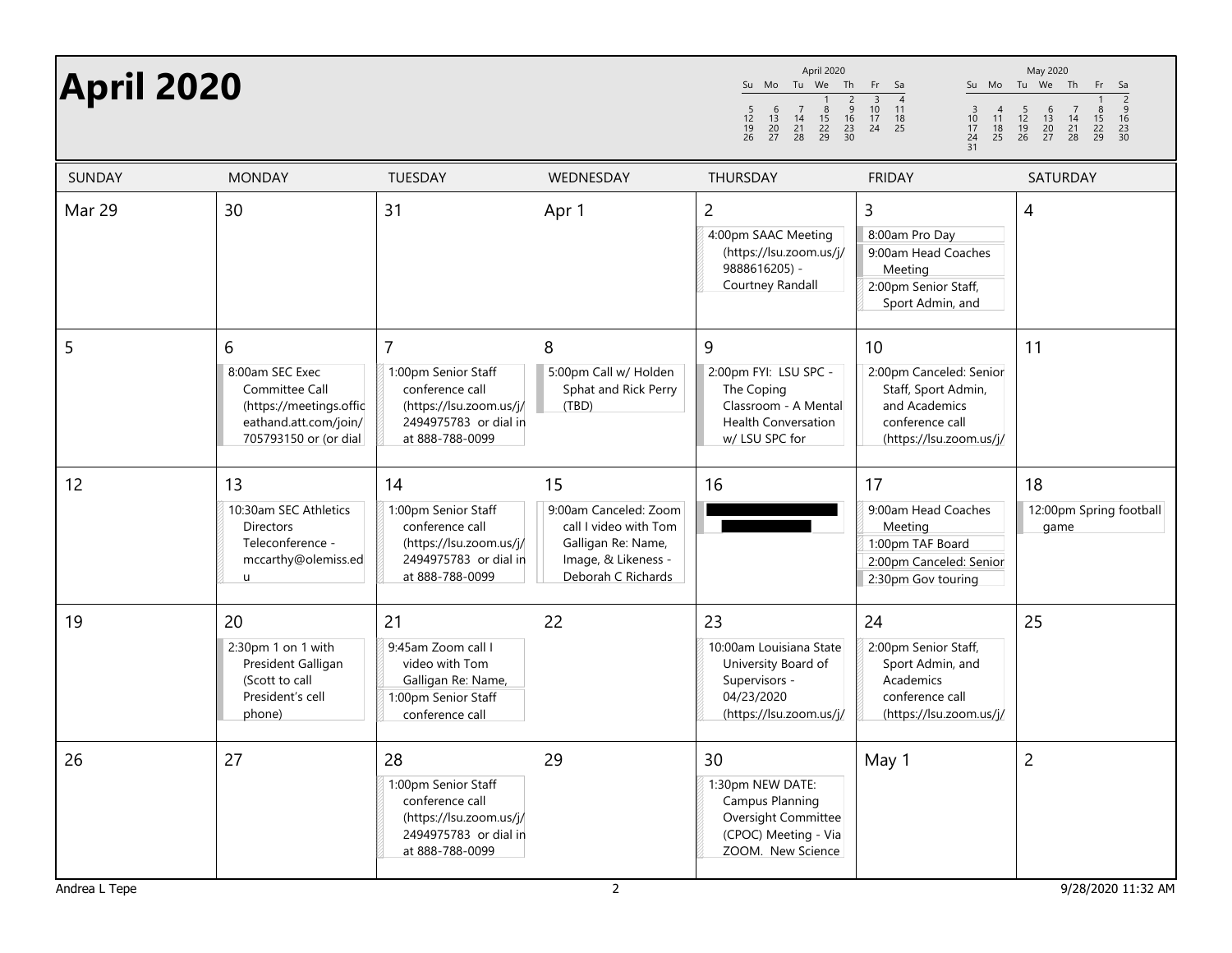# April 2020

| SUNDAY | MONDAY | TUESDAY | WEDNESDAY | THURSDAY | FRIDAY | SATURDAY |
|---|---|---|---|---|---|---|
| Mar 29 | 30 | 31 | Apr 1 | 2<br>4:00pm SAAC Meeting (https://lsu.zoom.us/j/9888616205) - Courtney Randall | 3<br>8:00am Pro Day<br>9:00am Head Coaches Meeting<br>2:00pm Senior Staff, Sport Admin, and | 4 |
| 5 | 6<br>8:00am SEC Exec Committee Call (https://meetings.officeathand.att.com/join/705793150 or (or dial | 7<br>1:00pm Senior Staff conference call (https://lsu.zoom.us/j/2494975783 or dial in at 888-788-0099 | 8<br>5:00pm Call w/ Holden Sphat and Rick Perry (TBD) | 9<br>2:00pm FYI: LSU SPC - The Coping Classroom - A Mental Health Conversation w/ LSU SPC for | 10<br>2:00pm Canceled: Senior Staff, Sport Admin, and Academics conference call (https://lsu.zoom.us/j/ | 11 |
| 12 | 13<br>10:30am SEC Athletics Directors Teleconference - mccarthy@olemiss.edu | 14<br>1:00pm Senior Staff conference call (https://lsu.zoom.us/j/2494975783 or dial in at 888-788-0099 | 15<br>9:00am Canceled: Zoom call I video with Tom Galligan Re: Name, Image, & Likeness - Deborah C Richards | 16<br>[REDACTED] | 17<br>9:00am Head Coaches Meeting<br>1:00pm TAF Board<br>2:00pm Canceled: Senior<br>2:30pm Gov touring | 18<br>12:00pm Spring football game |
| 19 | 20<br>2:30pm 1 on 1 with President Galligan (Scott to call President's cell phone) | 21<br>9:45am Zoom call I video with Tom Galligan Re: Name,<br>1:00pm Senior Staff conference call | 22 | 23<br>10:00am Louisiana State University Board of Supervisors - 04/23/2020 (https://lsu.zoom.us/j/ | 24<br>2:00pm Senior Staff, Sport Admin, and Academics conference call (https://lsu.zoom.us/j/ | 25 |
| 26 | 27 | 28<br>1:00pm Senior Staff conference call (https://lsu.zoom.us/j/2494975783 or dial in at 888-788-0099 | 29 | 30<br>1:30pm NEW DATE: Campus Planning Oversight Committee (CPOC) Meeting - Via ZOOM. New Science | May 1 | 2 |

Andrea L Tepe

9/28/2020 11:32 AM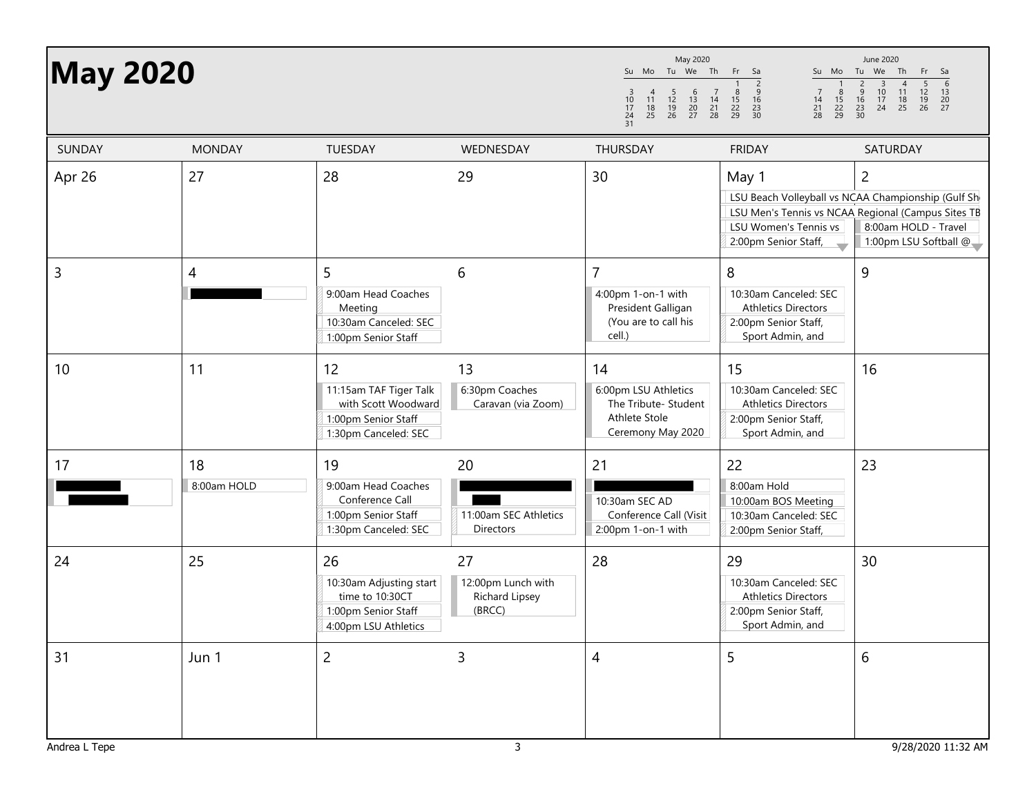# May 2020

| SUNDAY | MONDAY | TUESDAY | WEDNESDAY | THURSDAY | FRIDAY | SATURDAY |
|---|---|---|---|---|---|---|
| Apr 26 | 27 | 28 | 29 | 30 | May 1<br>LSU Beach Volleyball vs NCAA Championship (Gulf Sh<br>LSU Men's Tennis vs NCAA Regional (Campus Sites TB<br>LSU Women's Tennis vs<br>2:00pm Senior Staff, | 2<br>8:00am HOLD - Travel<br>1:00pm LSU Softball @ |
| 3 | 4<br>█████ | 5<br>9:00am Head Coaches Meeting<br>10:30am Canceled: SEC<br>1:00pm Senior Staff | 6 | 7<br>4:00pm 1-on-1 with President Galligan (You are to call his cell.) | 8<br>10:30am Canceled: SEC Athletics Directors<br>2:00pm Senior Staff, Sport Admin, and | 9 |
| 10 | 11 | 12<br>11:15am TAF Tiger Talk with Scott Woodward<br>1:00pm Senior Staff<br>1:30pm Canceled: SEC | 13<br>6:30pm Coaches Caravan (via Zoom) | 14<br>6:00pm LSU Athletics The Tribute- Student Athlete Stole Ceremony May 2020 | 15<br>10:30am Canceled: SEC Athletics Directors<br>2:00pm Senior Staff, Sport Admin, and | 16 |
| 17<br>█████<br>█████ | 18<br>8:00am HOLD | 19<br>9:00am Head Coaches Conference Call<br>1:00pm Senior Staff<br>1:30pm Canceled: SEC | 20<br>█████<br>███<br>11:00am SEC Athletics Directors | 21<br>█████<br>10:30am SEC AD Conference Call (Visit<br>2:00pm 1-on-1 with | 22<br>8:00am Hold<br>10:00am BOS Meeting<br>10:30am Canceled: SEC<br>2:00pm Senior Staff, | 23 |
| 24 | 25 | 26<br>10:30am Adjusting start time to 10:30CT<br>1:00pm Senior Staff<br>4:00pm LSU Athletics | 27<br>12:00pm Lunch with Richard Lipsey (BRCC) | 28 | 29<br>10:30am Canceled: SEC Athletics Directors<br>2:00pm Senior Staff, Sport Admin, and | 30 |
| 31 | Jun 1 | 2 | 3 | 4 | 5 | 6 |

Andrea L Tepe

9/28/2020 11:32 AM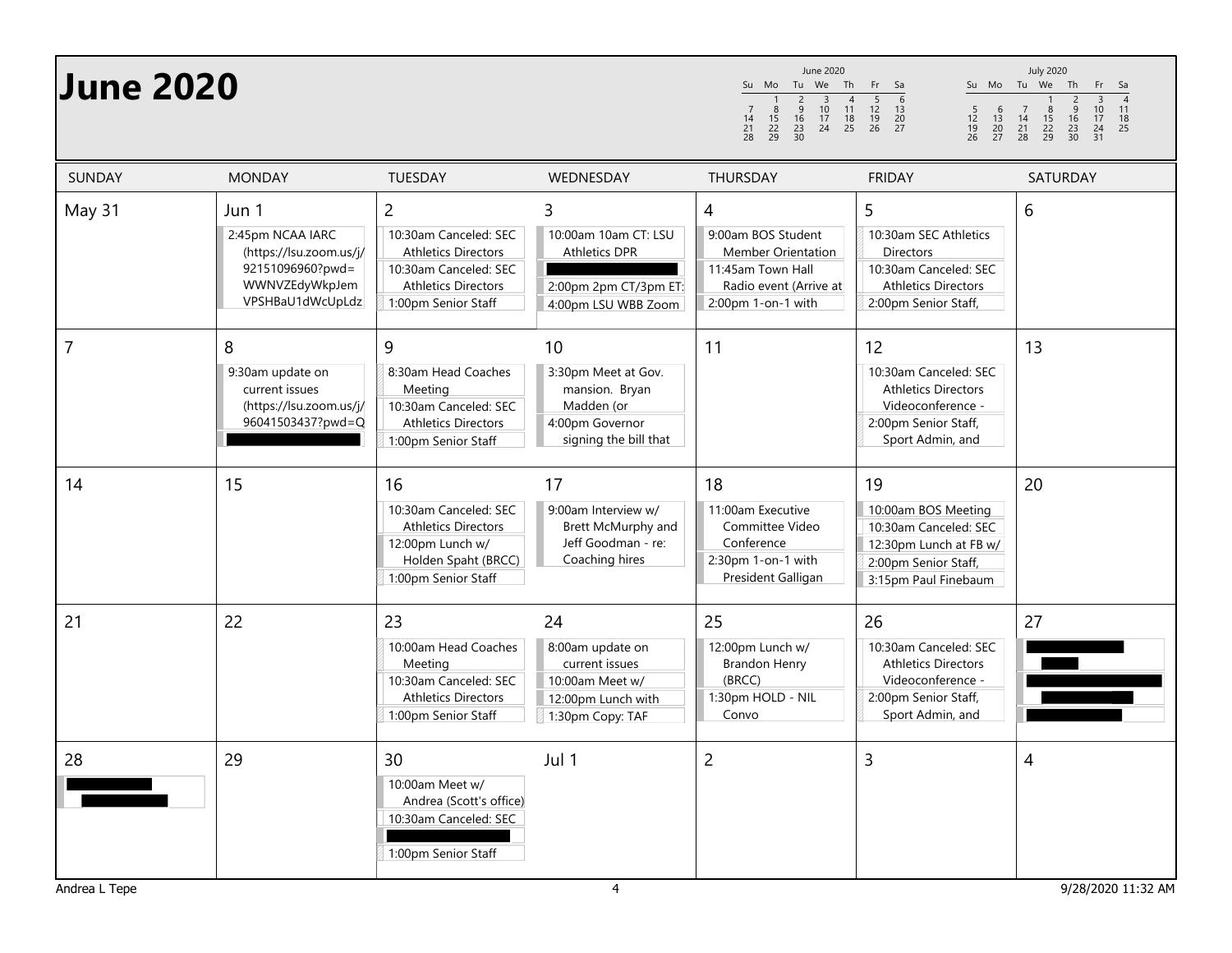# June 2020

| SUNDAY | MONDAY | TUESDAY | WEDNESDAY | THURSDAY | FRIDAY | SATURDAY |
|---|---|---|---|---|---|---|
| May 31 | Jun 1<br>2:45pm NCAA IARC (https://lsu.zoom.us/j/92151096960?pwd=WWNVZEdyWkpJemVPSHBaU1dWcUpLdz | 2<br>10:30am Canceled: SEC Athletics Directors<br>10:30am Canceled: SEC Athletics Directors<br>1:00pm Senior Staff | 3<br>10:00am 10am CT: LSU Athletics DPR<br>[REDACTED]<br>2:00pm 2pm CT/3pm ET:<br>4:00pm LSU WBB Zoom | 4<br>9:00am BOS Student Member Orientation<br>11:45am Town Hall Radio event (Arrive at<br>2:00pm 1-on-1 with | 5<br>10:30am SEC Athletics Directors<br>10:30am Canceled: SEC Athletics Directors<br>2:00pm Senior Staff, | 6 |
| 7 | 8<br>9:30am update on current issues (https://lsu.zoom.us/j/96041503437?pwd=Q<br>[REDACTED] | 9<br>8:30am Head Coaches Meeting<br>10:30am Canceled: SEC Athletics Directors<br>1:00pm Senior Staff | 10<br>3:30pm Meet at Gov. mansion. Bryan Madden (or<br>4:00pm Governor signing the bill that | 11 | 12<br>10:30am Canceled: SEC Athletics Directors Videoconference -<br>2:00pm Senior Staff, Sport Admin, and | 13 |
| 14 | 15 | 16<br>10:30am Canceled: SEC Athletics Directors<br>12:00pm Lunch w/ Holden Spaht (BRCC)<br>1:00pm Senior Staff | 17<br>9:00am Interview w/ Brett McMurphy and Jeff Goodman - re: Coaching hires | 18<br>11:00am Executive Committee Video Conference<br>2:30pm 1-on-1 with President Galligan | 19<br>10:00am BOS Meeting<br>10:30am Canceled: SEC<br>12:30pm Lunch at FB w/<br>2:00pm Senior Staff,<br>3:15pm Paul Finebaum | 20 |
| 21 | 22 | 23<br>10:00am Head Coaches Meeting<br>10:30am Canceled: SEC Athletics Directors<br>1:00pm Senior Staff | 24<br>8:00am update on current issues<br>10:00am Meet w/<br>12:00pm Lunch with<br>1:30pm Copy: TAF | 25<br>12:00pm Lunch w/ Brandon Henry (BRCC)<br>1:30pm HOLD - NIL Convo | 26<br>10:30am Canceled: SEC Athletics Directors Videoconference -<br>2:00pm Senior Staff, Sport Admin, and | 27<br>[REDACTED]<br>[REDACTED]<br>[REDACTED] |
| 28<br>[REDACTED] | 29 | 30<br>10:00am Meet w/ Andrea (Scott's office)<br>10:30am Canceled: SEC<br>[REDACTED]<br>1:00pm Senior Staff | Jul 1 | 2 | 3 | 4 |

Andrea L Tepe

9/28/2020 11:32 AM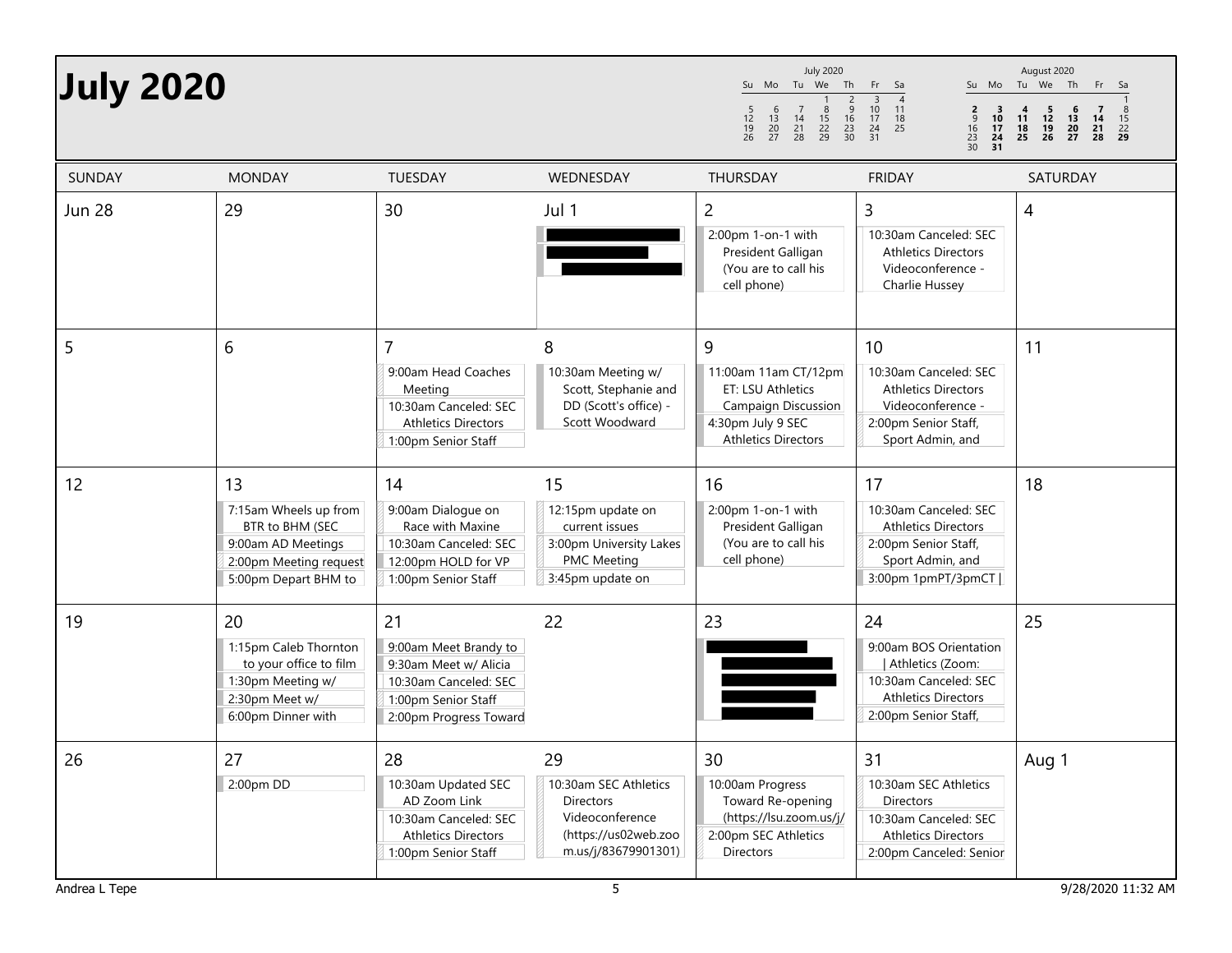# July 2020

| SUNDAY | MONDAY | TUESDAY | WEDNESDAY | THURSDAY | FRIDAY | SATURDAY |
|---|---|---|---|---|---|---|
| Jun 28 | 29 | 30 | Jul 1 [redacted] | 2<br>2:00pm 1-on-1 with President Galligan (You are to call his cell phone) | 3<br>10:30am Canceled: SEC Athletics Directors Videoconference - Charlie Hussey | 4 |
| 5 | 6 | 7<br>9:00am Head Coaches Meeting<br>10:30am Canceled: SEC Athletics Directors<br>1:00pm Senior Staff | 8<br>10:30am Meeting w/ Scott, Stephanie and DD (Scott's office) - Scott Woodward | 9<br>11:00am 11am CT/12pm ET: LSU Athletics Campaign Discussion<br>4:30pm July 9 SEC Athletics Directors | 10<br>10:30am Canceled: SEC Athletics Directors Videoconference -<br>2:00pm Senior Staff, Sport Admin, and | 11 |
| 12 | 13<br>7:15am Wheels up from BTR to BHM (SEC<br>9:00am AD Meetings<br>2:00pm Meeting request<br>5:00pm Depart BHM to | 14<br>9:00am Dialogue on Race with Maxine<br>10:30am Canceled: SEC<br>12:00pm HOLD for VP<br>1:00pm Senior Staff | 15<br>12:15pm update on current issues<br>3:00pm University Lakes PMC Meeting<br>3:45pm update on | 16<br>2:00pm 1-on-1 with President Galligan (You are to call his cell phone) | 17<br>10:30am Canceled: SEC Athletics Directors<br>2:00pm Senior Staff, Sport Admin, and<br>3:00pm 1pmPT/3pmCT \| | 18 |
| 19 | 20<br>1:15pm Caleb Thornton to your office to film<br>1:30pm Meeting w/<br>2:30pm Meet w/<br>6:00pm Dinner with | 21<br>9:00am Meet Brandy to<br>9:30am Meet w/ Alicia<br>10:30am Canceled: SEC<br>1:00pm Senior Staff<br>2:00pm Progress Toward | 22 | 23<br>[redacted] | 24<br>9:00am BOS Orientation \| Athletics (Zoom:<br>10:30am Canceled: SEC Athletics Directors<br>2:00pm Senior Staff, | 25 |
| 26 | 27<br>2:00pm DD | 28<br>10:30am Updated SEC AD Zoom Link<br>10:30am Canceled: SEC Athletics Directors<br>1:00pm Senior Staff | 29<br>10:30am SEC Athletics Directors Videoconference (https://us02web.zoom.us/j/83679901301) | 30<br>10:00am Progress Toward Re-opening (https://lsu.zoom.us/j/<br>2:00pm SEC Athletics Directors | 31<br>10:30am SEC Athletics Directors<br>10:30am Canceled: SEC Athletics Directors<br>2:00pm Canceled: Senior | Aug 1 |

Andrea L Tepe

9/28/2020 11:32 AM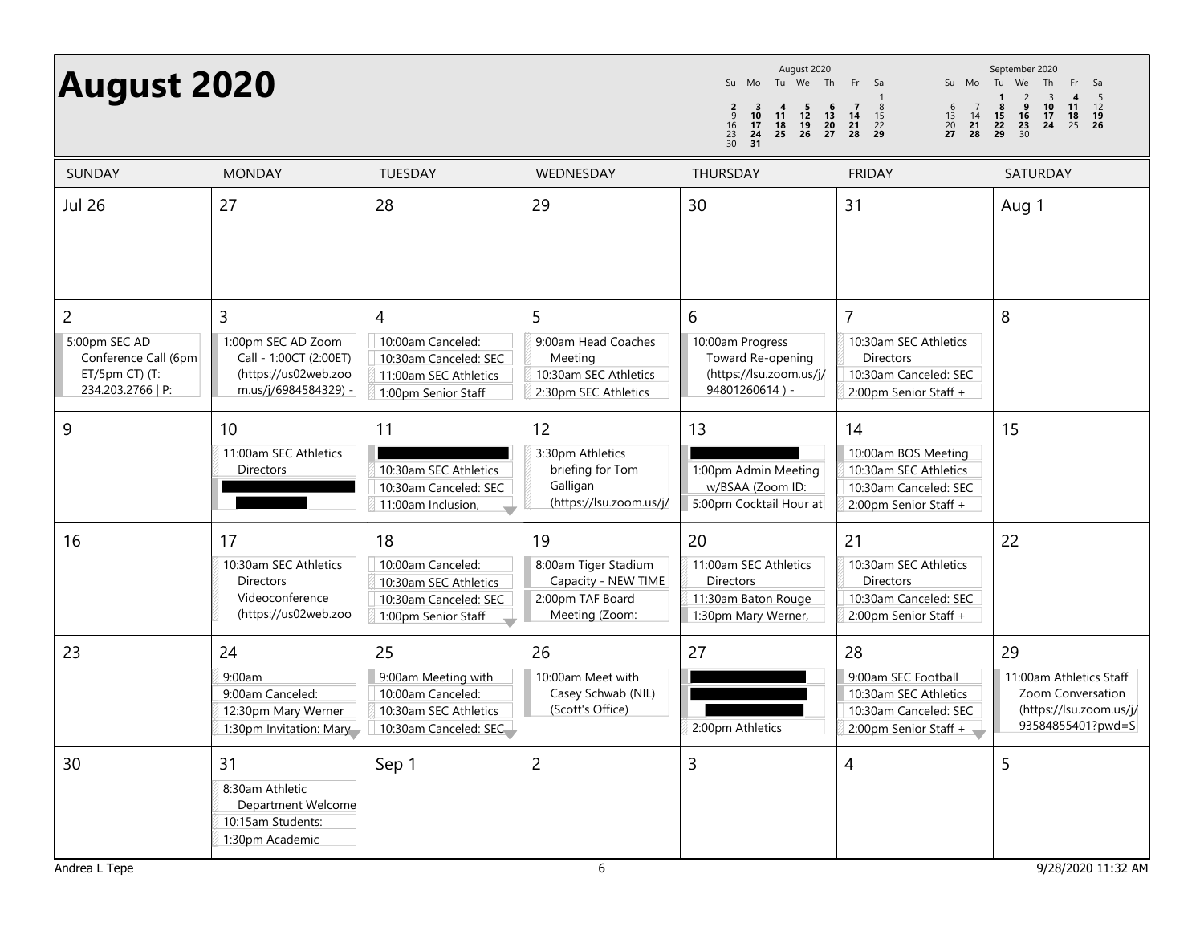# August 2020

| SUNDAY | MONDAY | TUESDAY | WEDNESDAY | THURSDAY | FRIDAY | SATURDAY |
|---|---|---|---|---|---|---|
| Jul 26 | 27 | 28 | 29 | 30 | 31 | Aug 1 |
| 2<br>5:00pm SEC AD Conference Call (6pm ET/5pm CT) (T: 234.203.2766 \| P: | 3<br>1:00pm SEC AD Zoom Call - 1:00CT (2:00ET) (https://us02web.zoom.us/j/6984584329) - | 4<br>10:00am Canceled:<br>10:30am Canceled: SEC<br>11:00am SEC Athletics<br>1:00pm Senior Staff | 5<br>9:00am Head Coaches Meeting<br>10:30am SEC Athletics<br>2:30pm SEC Athletics | 6<br>10:00am Progress Toward Re-opening (https://lsu.zoom.us/j/94801260614 ) - | 7<br>10:30am SEC Athletics Directors<br>10:30am Canceled: SEC<br>2:00pm Senior Staff + | 8 |
| 9 | 10<br>11:00am SEC Athletics Directors<br>[redacted]<br>[redacted] | 11<br>[redacted]<br>10:30am SEC Athletics<br>10:30am Canceled: SEC<br>11:00am Inclusion, | 12<br>3:30pm Athletics briefing for Tom Galligan (https://lsu.zoom.us/j/ | 13<br>[redacted]<br>1:00pm Admin Meeting w/BSAA (Zoom ID:<br>5:00pm Cocktail Hour at | 14<br>10:00am BOS Meeting<br>10:30am SEC Athletics<br>10:30am Canceled: SEC<br>2:00pm Senior Staff + | 15 |
| 16 | 17<br>10:30am SEC Athletics Directors Videoconference (https://us02web.zoo | 18<br>10:00am Canceled:<br>10:30am SEC Athletics<br>10:30am Canceled: SEC<br>1:00pm Senior Staff | 19<br>8:00am Tiger Stadium Capacity - NEW TIME<br>2:00pm TAF Board Meeting (Zoom: | 20<br>11:00am SEC Athletics Directors<br>11:30am Baton Rouge<br>1:30pm Mary Werner, | 21<br>10:30am SEC Athletics Directors<br>10:30am Canceled: SEC<br>2:00pm Senior Staff + | 22 |
| 23 | 24<br>9:00am<br>9:00am Canceled:<br>12:30pm Mary Werner<br>1:30pm Invitation: Mary | 25<br>9:00am Meeting with<br>10:00am Canceled:<br>10:30am SEC Athletics<br>10:30am Canceled: SEC | 26<br>10:00am Meet with Casey Schwab (NIL) (Scott's Office) | 27<br>[redacted]<br>[redacted]<br>[redacted]<br>2:00pm Athletics | 28<br>9:00am SEC Football<br>10:30am SEC Athletics<br>10:30am Canceled: SEC<br>2:00pm Senior Staff + | 29<br>11:00am Athletics Staff Zoom Conversation (https://lsu.zoom.us/j/93584855401?pwd=S |
| 30 | 31<br>8:30am Athletic Department Welcome<br>10:15am Students:<br>1:30pm Academic | Sep 1 | 2 | 3 | 4 | 5 |

Andrea L Tepe

9/28/2020 11:32 AM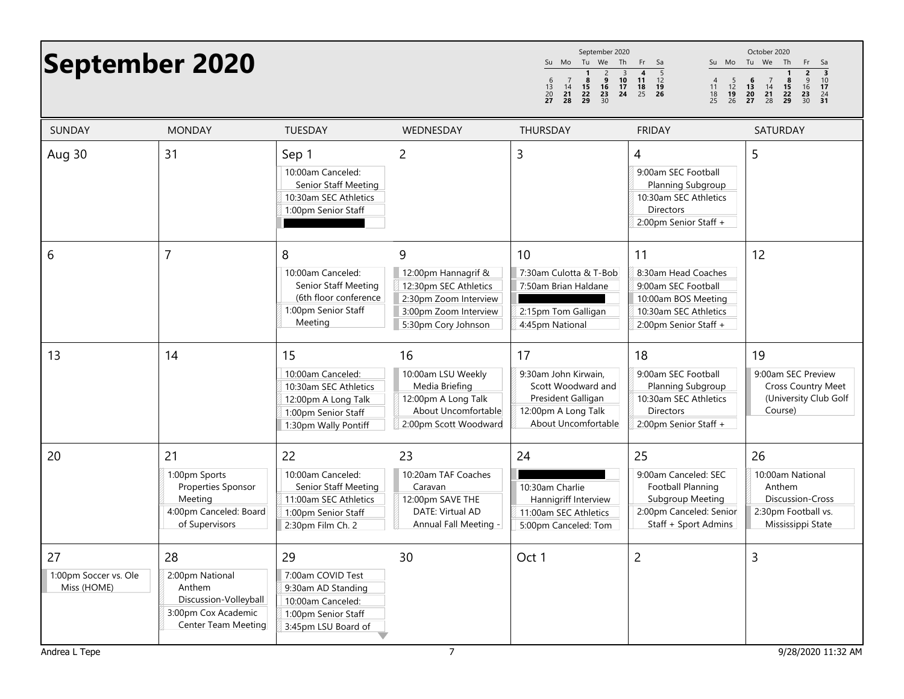# September 2020

| SUNDAY | MONDAY | TUESDAY | WEDNESDAY | THURSDAY | FRIDAY | SATURDAY |
|---|---|---|---|---|---|---|
| Aug 30 | 31 | Sep 1<br>10:00am Canceled: Senior Staff Meeting<br>10:30am SEC Athletics<br>1:00pm Senior Staff<br>█████ | 2 | 3 | 4<br>9:00am SEC Football Planning Subgroup<br>10:30am SEC Athletics Directors<br>2:00pm Senior Staff + | 5 |
| 6 | 7 | 8<br>10:00am Canceled: Senior Staff Meeting (6th floor conference<br>1:00pm Senior Staff Meeting | 9<br>12:00pm Hannagrif &<br>12:30pm SEC Athletics<br>2:30pm Zoom Interview<br>3:00pm Zoom Interview<br>5:30pm Cory Johnson | 10<br>7:30am Culotta & T-Bob<br>7:50am Brian Haldane<br>█████<br>2:15pm Tom Galligan<br>4:45pm National | 11<br>8:30am Head Coaches<br>9:00am SEC Football<br>10:00am BOS Meeting<br>10:30am SEC Athletics<br>2:00pm Senior Staff + | 12 |
| 13 | 14 | 15<br>10:00am Canceled:<br>10:30am SEC Athletics<br>12:00pm A Long Talk<br>1:00pm Senior Staff<br>1:30pm Wally Pontiff | 16<br>10:00am LSU Weekly Media Briefing<br>12:00pm A Long Talk About Uncomfortable<br>2:00pm Scott Woodward | 17<br>9:30am John Kirwain, Scott Woodward and President Galligan<br>12:00pm A Long Talk About Uncomfortable | 18<br>9:00am SEC Football Planning Subgroup<br>10:30am SEC Athletics Directors<br>2:00pm Senior Staff + | 19<br>9:00am SEC Preview Cross Country Meet (University Club Golf Course) |
| 20 | 21<br>1:00pm Sports Properties Sponsor Meeting<br>4:00pm Canceled: Board of Supervisors | 22<br>10:00am Canceled: Senior Staff Meeting<br>11:00am SEC Athletics<br>1:00pm Senior Staff<br>2:30pm Film Ch. 2 | 23<br>10:20am TAF Coaches Caravan<br>12:00pm SAVE THE DATE: Virtual AD Annual Fall Meeting - | 24<br>█████<br>10:30am Charlie Hannigriff Interview<br>11:00am SEC Athletics<br>5:00pm Canceled: Tom | 25<br>9:00am Canceled: SEC Football Planning Subgroup Meeting<br>2:00pm Canceled: Senior Staff + Sport Admins | 26<br>10:00am National Anthem Discussion-Cross<br>2:30pm Football vs. Mississippi State |
| 27<br>1:00pm Soccer vs. Ole Miss (HOME) | 28<br>2:00pm National Anthem Discussion-Volleyball<br>3:00pm Cox Academic Center Team Meeting | 29<br>7:00am COVID Test<br>9:30am AD Standing<br>10:00am Canceled:<br>1:00pm Senior Staff<br>3:45pm LSU Board of | 30 | Oct 1 | 2 | 3 |

Andrea L Tepe

9/28/2020 11:32 AM